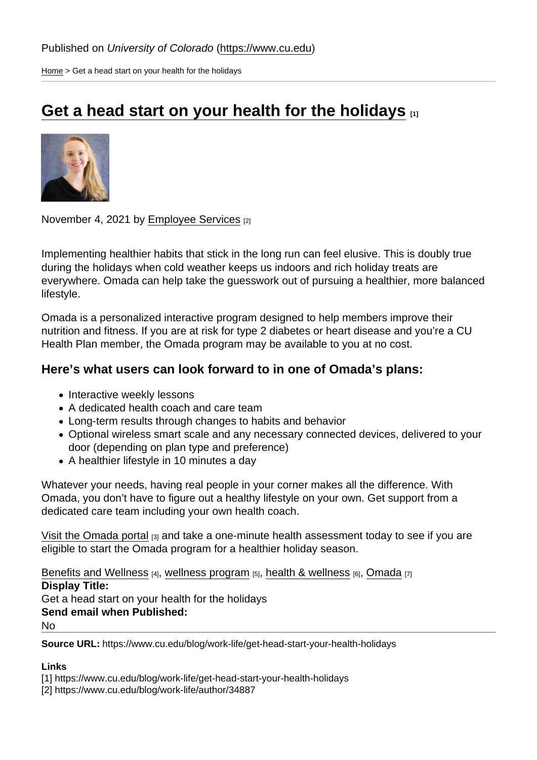Published on *University of Colorado* (https://www.cu.edu)

Home > Get a head start on your health for the holidays

# Get a head start on your health for the holidays [1]

November 4, 2021 by Employee Services [2]

Implementing healthier habits that stick in the long run can feel elusive. This is doubly true during the holidays when cold weather keeps us indoors and rich holiday treats are everywhere. Omada can help take the guesswork out of pursuing a healthier, more balanced lifestyle.

Omada is a personalized interactive program designed to help members improve their nutrition and fitness. If you are at risk for type 2 diabetes or heart disease and you're a CU Health Plan member, the Omada program may be available to you at no cost.

## Here's what users can look forward to in one of Omada's plans:

- Interactive weekly lessons
- A dedicated health coach and care team
- Long-term results through changes to habits and behavior
- Optional wireless smart scale and any necessary connected devices, delivered to your door (depending on plan type and preference)
- A healthier lifestyle in 10 minutes a day

Whatever your needs, having real people in your corner makes all the difference. With Omada, you don't have to figure out a healthy lifestyle on your own. Get support from a dedicated care team including your own health coach.

Visit the Omada portal [3] and take a one-minute health assessment today to see if you are eligible to start the Omada program for a healthier holiday season.

Benefits and Wellness [4], wellness program [5], health & wellness [6], Omada [7]

**Display Title:**
Get a head start on your health for the holidays
**Send email when Published:**
No

**Source URL:** https://www.cu.edu/blog/work-life/get-head-start-your-health-holidays

**Links**
[1] https://www.cu.edu/blog/work-life/get-head-start-your-health-holidays
[2] https://www.cu.edu/blog/work-life/author/34887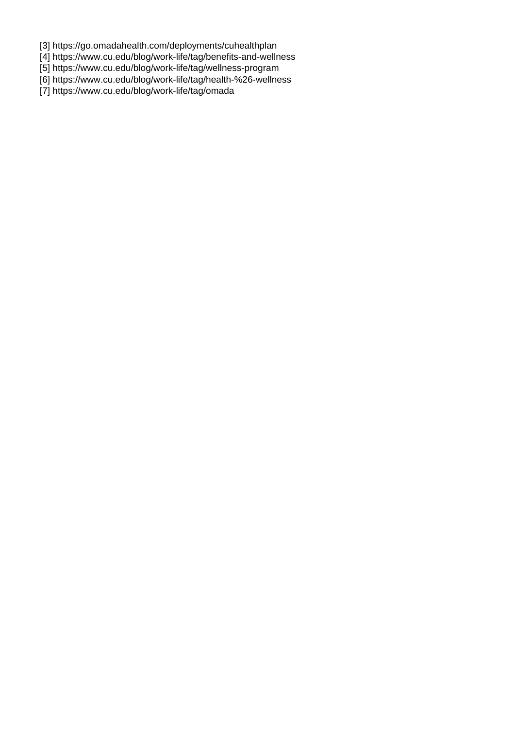[3] https://go.omadahealth.com/deployments/cuhealthplan
[4] https://www.cu.edu/blog/work-life/tag/benefits-and-wellness
[5] https://www.cu.edu/blog/work-life/tag/wellness-program
[6] https://www.cu.edu/blog/work-life/tag/health-%26-wellness
[7] https://www.cu.edu/blog/work-life/tag/omada